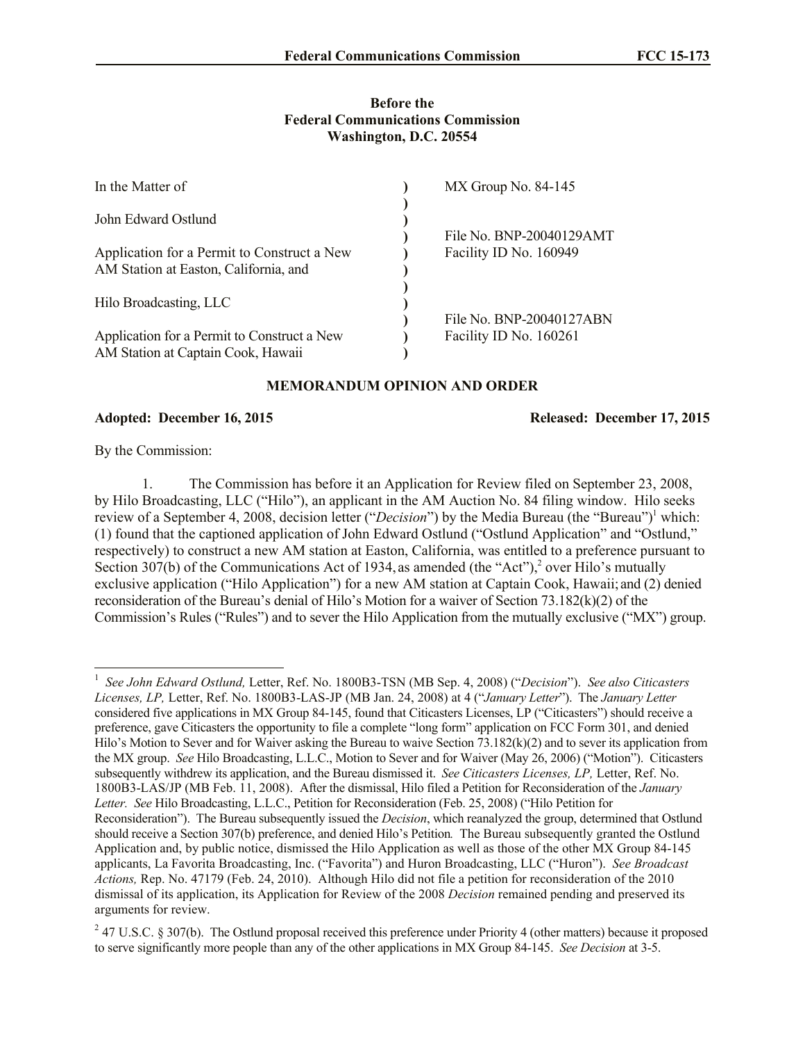**Before the**
**Federal Communications Commission**
**Washington, D.C. 20554**

| In the Matter of | | |
|---|---|---|
| | ) | MX Group No. 84-145 |
| John Edward Ostlund | ) | |
| | ) | File No. BNP-20040129AMT |
| Application for a Permit to Construct a New AM Station at Easton, California, and | ) | Facility ID No. 160949 |
| | ) | |
| Hilo Broadcasting, LLC | ) | |
| | ) | File No. BNP-20040127ABN |
| Application for a Permit to Construct a New AM Station at Captain Cook, Hawaii | ) | Facility ID No. 160261 |

## MEMORANDUM OPINION AND ORDER

**Adopted: December 16, 2015** **Released: December 17, 2015**

By the Commission:

1. The Commission has before it an Application for Review filed on September 23, 2008, by Hilo Broadcasting, LLC ("Hilo"), an applicant in the AM Auction No. 84 filing window. Hilo seeks review of a September 4, 2008, decision letter ("*Decision*") by the Media Bureau (the "Bureau")[1] which: (1) found that the captioned application of John Edward Ostlund ("Ostlund Application" and "Ostlund," respectively) to construct a new AM station at Easton, California, was entitled to a preference pursuant to Section 307(b) of the Communications Act of 1934, as amended (the "Act"),[2] over Hilo's mutually exclusive application ("Hilo Application") for a new AM station at Captain Cook, Hawaii; and (2) denied reconsideration of the Bureau's denial of Hilo's Motion for a waiver of Section 73.182(k)(2) of the Commission's Rules ("Rules") and to sever the Hilo Application from the mutually exclusive ("MX") group.

---

[1] *See John Edward Ostlund,* Letter, Ref. No. 1800B3-TSN (MB Sep. 4, 2008) ("*Decision*"). *See also Citicasters Licenses, LP,* Letter, Ref. No. 1800B3-LAS-JP (MB Jan. 24, 2008) at 4 ("*January Letter*"). The *January Letter* considered five applications in MX Group 84-145, found that Citicasters Licenses, LP ("Citicasters") should receive a preference, gave Citicasters the opportunity to file a complete "long form" application on FCC Form 301, and denied Hilo's Motion to Sever and for Waiver asking the Bureau to waive Section 73.182(k)(2) and to sever its application from the MX group. *See* Hilo Broadcasting, L.L.C., Motion to Sever and for Waiver (May 26, 2006) ("Motion"). Citicasters subsequently withdrew its application, and the Bureau dismissed it. *See Citicasters Licenses, LP,* Letter, Ref. No. 1800B3-LAS/JP (MB Feb. 11, 2008). After the dismissal, Hilo filed a Petition for Reconsideration of the *January Letter. See* Hilo Broadcasting, L.L.C., Petition for Reconsideration (Feb. 25, 2008) ("Hilo Petition for Reconsideration"). The Bureau subsequently issued the *Decision*, which reanalyzed the group, determined that Ostlund should receive a Section 307(b) preference, and denied Hilo's Petition*.* The Bureau subsequently granted the Ostlund Application and, by public notice, dismissed the Hilo Application as well as those of the other MX Group 84-145 applicants, La Favorita Broadcasting, Inc. ("Favorita") and Huron Broadcasting, LLC ("Huron"). *See Broadcast Actions,* Rep. No. 47179 (Feb. 24, 2010). Although Hilo did not file a petition for reconsideration of the 2010 dismissal of its application, its Application for Review of the 2008 *Decision* remained pending and preserved its arguments for review.

[2] 47 U.S.C. § 307(b). The Ostlund proposal received this preference under Priority 4 (other matters) because it proposed to serve significantly more people than any of the other applications in MX Group 84-145. *See Decision* at 3-5.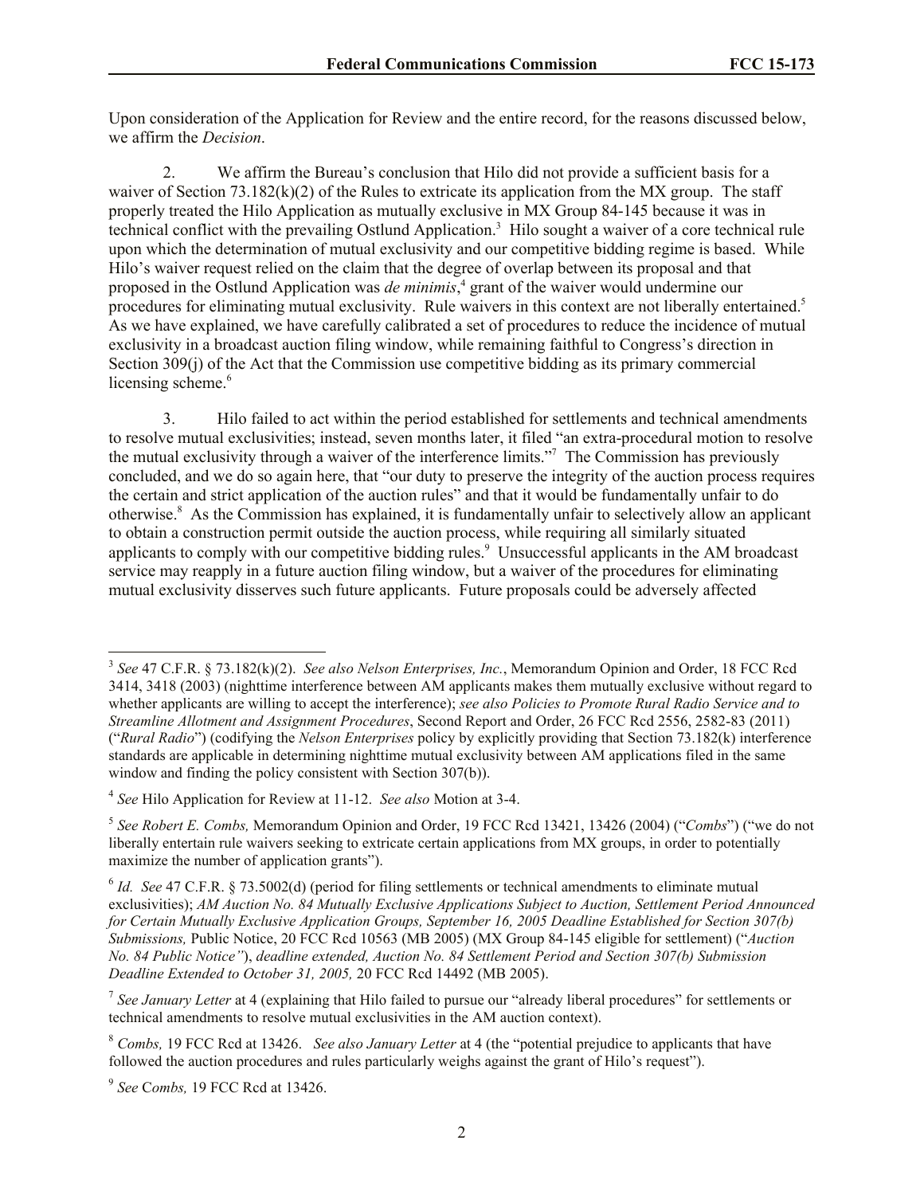Upon consideration of the Application for Review and the entire record, for the reasons discussed below, we affirm the *Decision*.

2. We affirm the Bureau's conclusion that Hilo did not provide a sufficient basis for a waiver of Section 73.182(k)(2) of the Rules to extricate its application from the MX group. The staff properly treated the Hilo Application as mutually exclusive in MX Group 84-145 because it was in technical conflict with the prevailing Ostlund Application.[3] Hilo sought a waiver of a core technical rule upon which the determination of mutual exclusivity and our competitive bidding regime is based. While Hilo's waiver request relied on the claim that the degree of overlap between its proposal and that proposed in the Ostlund Application was *de minimis*,[4] grant of the waiver would undermine our procedures for eliminating mutual exclusivity. Rule waivers in this context are not liberally entertained.[5] As we have explained, we have carefully calibrated a set of procedures to reduce the incidence of mutual exclusivity in a broadcast auction filing window, while remaining faithful to Congress's direction in Section 309(j) of the Act that the Commission use competitive bidding as its primary commercial licensing scheme.[6]

3. Hilo failed to act within the period established for settlements and technical amendments to resolve mutual exclusivities; instead, seven months later, it filed "an extra-procedural motion to resolve the mutual exclusivity through a waiver of the interference limits."[7] The Commission has previously concluded, and we do so again here, that "our duty to preserve the integrity of the auction process requires the certain and strict application of the auction rules" and that it would be fundamentally unfair to do otherwise.[8] As the Commission has explained, it is fundamentally unfair to selectively allow an applicant to obtain a construction permit outside the auction process, while requiring all similarly situated applicants to comply with our competitive bidding rules.[9] Unsuccessful applicants in the AM broadcast service may reapply in a future auction filing window, but a waiver of the procedures for eliminating mutual exclusivity disserves such future applicants. Future proposals could be adversely affected

---

[3] *See* 47 C.F.R. § 73.182(k)(2). *See also Nelson Enterprises, Inc.*, Memorandum Opinion and Order, 18 FCC Rcd 3414, 3418 (2003) (nighttime interference between AM applicants makes them mutually exclusive without regard to whether applicants are willing to accept the interference); *see also Policies to Promote Rural Radio Service and to Streamline Allotment and Assignment Procedures*, Second Report and Order, 26 FCC Rcd 2556, 2582-83 (2011) ("*Rural Radio*") (codifying the *Nelson Enterprises* policy by explicitly providing that Section 73.182(k) interference standards are applicable in determining nighttime mutual exclusivity between AM applications filed in the same window and finding the policy consistent with Section 307(b)).

[4] *See* Hilo Application for Review at 11-12. *See also* Motion at 3-4.

[5] *See Robert E. Combs,* Memorandum Opinion and Order, 19 FCC Rcd 13421, 13426 (2004) ("*Combs*") ("we do not liberally entertain rule waivers seeking to extricate certain applications from MX groups, in order to potentially maximize the number of application grants").

[6] *Id. See* 47 C.F.R. § 73.5002(d) (period for filing settlements or technical amendments to eliminate mutual exclusivities); *AM Auction No. 84 Mutually Exclusive Applications Subject to Auction, Settlement Period Announced for Certain Mutually Exclusive Application Groups, September 16, 2005 Deadline Established for Section 307(b) Submissions,* Public Notice, 20 FCC Rcd 10563 (MB 2005) (MX Group 84-145 eligible for settlement) ("*Auction No. 84 Public Notice*"), *deadline extended, Auction No. 84 Settlement Period and Section 307(b) Submission Deadline Extended to October 31, 2005,* 20 FCC Rcd 14492 (MB 2005).

[7] *See January Letter* at 4 (explaining that Hilo failed to pursue our "already liberal procedures" for settlements or technical amendments to resolve mutual exclusivities in the AM auction context).

[8] *Combs,* 19 FCC Rcd at 13426. *See also January Letter* at 4 (the "potential prejudice to applicants that have followed the auction procedures and rules particularly weighs against the grant of Hilo's request").

[9] *See Combs,* 19 FCC Rcd at 13426.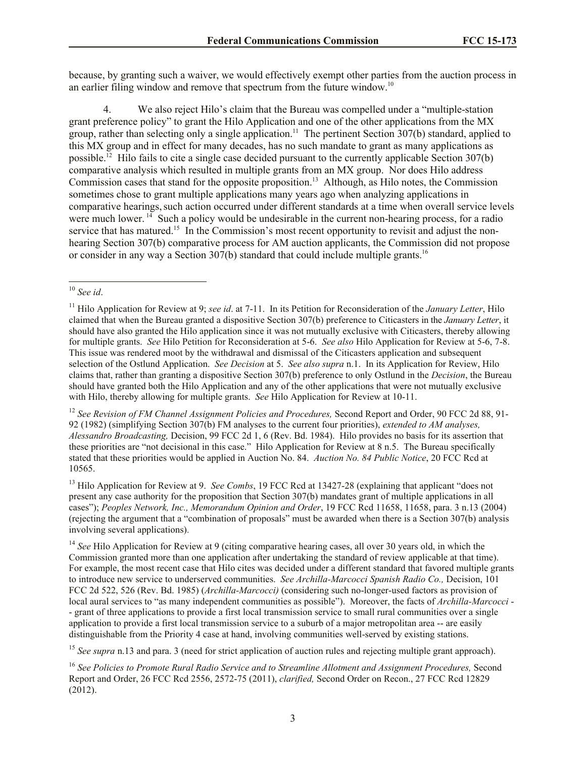because, by granting such a waiver, we would effectively exempt other parties from the auction process in an earlier filing window and remove that spectrum from the future window.[10]

4. We also reject Hilo's claim that the Bureau was compelled under a "multiple-station grant preference policy" to grant the Hilo Application and one of the other applications from the MX group, rather than selecting only a single application.[11] The pertinent Section 307(b) standard, applied to this MX group and in effect for many decades, has no such mandate to grant as many applications as possible.[12] Hilo fails to cite a single case decided pursuant to the currently applicable Section 307(b) comparative analysis which resulted in multiple grants from an MX group. Nor does Hilo address Commission cases that stand for the opposite proposition.[13] Although, as Hilo notes, the Commission sometimes chose to grant multiple applications many years ago when analyzing applications in comparative hearings, such action occurred under different standards at a time when overall service levels were much lower.[14] Such a policy would be undesirable in the current non-hearing process, for a radio service that has matured.[15] In the Commission's most recent opportunity to revisit and adjust the non-hearing Section 307(b) comparative process for AM auction applicants, the Commission did not propose or consider in any way a Section 307(b) standard that could include multiple grants.[16]

---

[10] *See id*.

[11] Hilo Application for Review at 9; *see id*. at 7-11. In its Petition for Reconsideration of the *January Letter*, Hilo claimed that when the Bureau granted a dispositive Section 307(b) preference to Citicasters in the *January Letter*, it should have also granted the Hilo application since it was not mutually exclusive with Citicasters, thereby allowing for multiple grants. *See* Hilo Petition for Reconsideration at 5-6. *See also* Hilo Application for Review at 5-6, 7-8. This issue was rendered moot by the withdrawal and dismissal of the Citicasters application and subsequent selection of the Ostlund Application. *See Decision* at 5. *See also supra* n.1. In its Application for Review, Hilo claims that, rather than granting a dispositive Section 307(b) preference to only Ostlund in the *Decision*, the Bureau should have granted both the Hilo Application and any of the other applications that were not mutually exclusive with Hilo, thereby allowing for multiple grants. *See* Hilo Application for Review at 10-11.

[12] *See Revision of FM Channel Assignment Policies and Procedures,* Second Report and Order, 90 FCC 2d 88, 91-92 (1982) (simplifying Section 307(b) FM analyses to the current four priorities), *extended to AM analyses, Alessandro Broadcasting,* Decision, 99 FCC 2d 1, 6 (Rev. Bd. 1984). Hilo provides no basis for its assertion that these priorities are "not decisional in this case." Hilo Application for Review at 8 n.5. The Bureau specifically stated that these priorities would be applied in Auction No. 84. *Auction No. 84 Public Notice*, 20 FCC Rcd at 10565.

[13] Hilo Application for Review at 9. *See Combs*, 19 FCC Rcd at 13427-28 (explaining that applicant "does not present any case authority for the proposition that Section 307(b) mandates grant of multiple applications in all cases"); *Peoples Network, Inc., Memorandum Opinion and Order*, 19 FCC Rcd 11658, 11658, para. 3 n.13 (2004) (rejecting the argument that a "combination of proposals" must be awarded when there is a Section 307(b) analysis involving several applications).

[14] *See* Hilo Application for Review at 9 (citing comparative hearing cases, all over 30 years old, in which the Commission granted more than one application after undertaking the standard of review applicable at that time). For example, the most recent case that Hilo cites was decided under a different standard that favored multiple grants to introduce new service to underserved communities. *See Archilla-Marcocci Spanish Radio Co.,* Decision, 101 FCC 2d 522, 526 (Rev. Bd. 1985) (*Archilla-Marcocci)* (considering such no-longer-used factors as provision of local aural services to "as many independent communities as possible"). Moreover, the facts of *Archilla-Marcocci* -- grant of three applications to provide a first local transmission service to small rural communities over a single application to provide a first local transmission service to a suburb of a major metropolitan area -- are easily distinguishable from the Priority 4 case at hand, involving communities well-served by existing stations.

[15] *See supra* n.13 and para. 3 (need for strict application of auction rules and rejecting multiple grant approach).

[16] *See Policies to Promote Rural Radio Service and to Streamline Allotment and Assignment Procedures,* Second Report and Order, 26 FCC Rcd 2556, 2572-75 (2011), *clarified,* Second Order on Recon., 27 FCC Rcd 12829 (2012).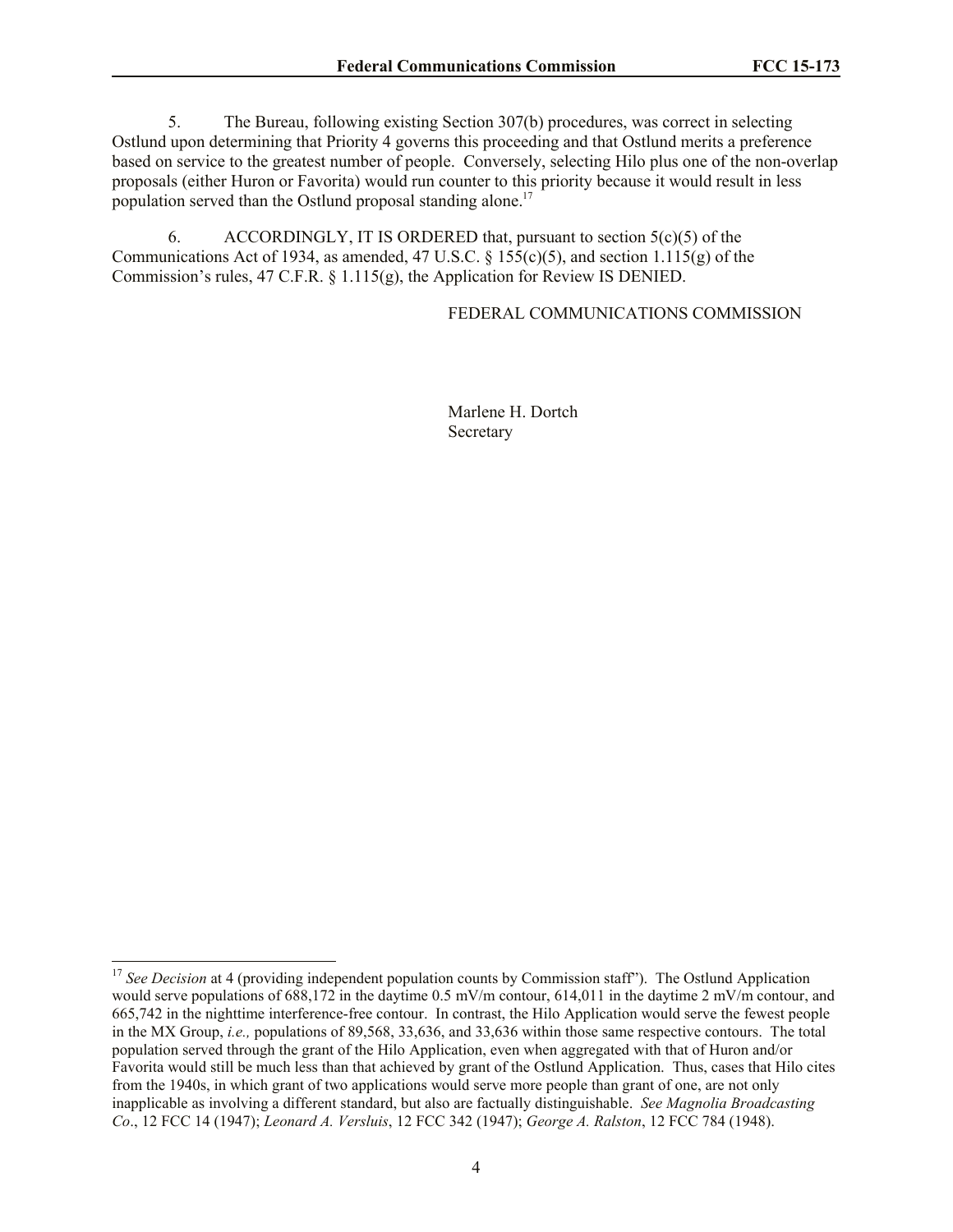5. The Bureau, following existing Section 307(b) procedures, was correct in selecting Ostlund upon determining that Priority 4 governs this proceeding and that Ostlund merits a preference based on service to the greatest number of people. Conversely, selecting Hilo plus one of the non-overlap proposals (either Huron or Favorita) would run counter to this priority because it would result in less population served than the Ostlund proposal standing alone.[17]

6. ACCORDINGLY, IT IS ORDERED that, pursuant to section 5(c)(5) of the Communications Act of 1934, as amended, 47 U.S.C. § 155(c)(5), and section 1.115(g) of the Commission's rules, 47 C.F.R. § 1.115(g), the Application for Review IS DENIED.

FEDERAL COMMUNICATIONS COMMISSION

Marlene H. Dortch
Secretary

---

[17] *See Decision* at 4 (providing independent population counts by Commission staff"). The Ostlund Application would serve populations of 688,172 in the daytime 0.5 mV/m contour, 614,011 in the daytime 2 mV/m contour, and 665,742 in the nighttime interference-free contour. In contrast, the Hilo Application would serve the fewest people in the MX Group, *i.e.,* populations of 89,568, 33,636, and 33,636 within those same respective contours. The total population served through the grant of the Hilo Application, even when aggregated with that of Huron and/or Favorita would still be much less than that achieved by grant of the Ostlund Application. Thus, cases that Hilo cites from the 1940s, in which grant of two applications would serve more people than grant of one, are not only inapplicable as involving a different standard, but also are factually distinguishable. *See Magnolia Broadcasting Co*., 12 FCC 14 (1947); *Leonard A. Versluis*, 12 FCC 342 (1947); *George A. Ralston*, 12 FCC 784 (1948).